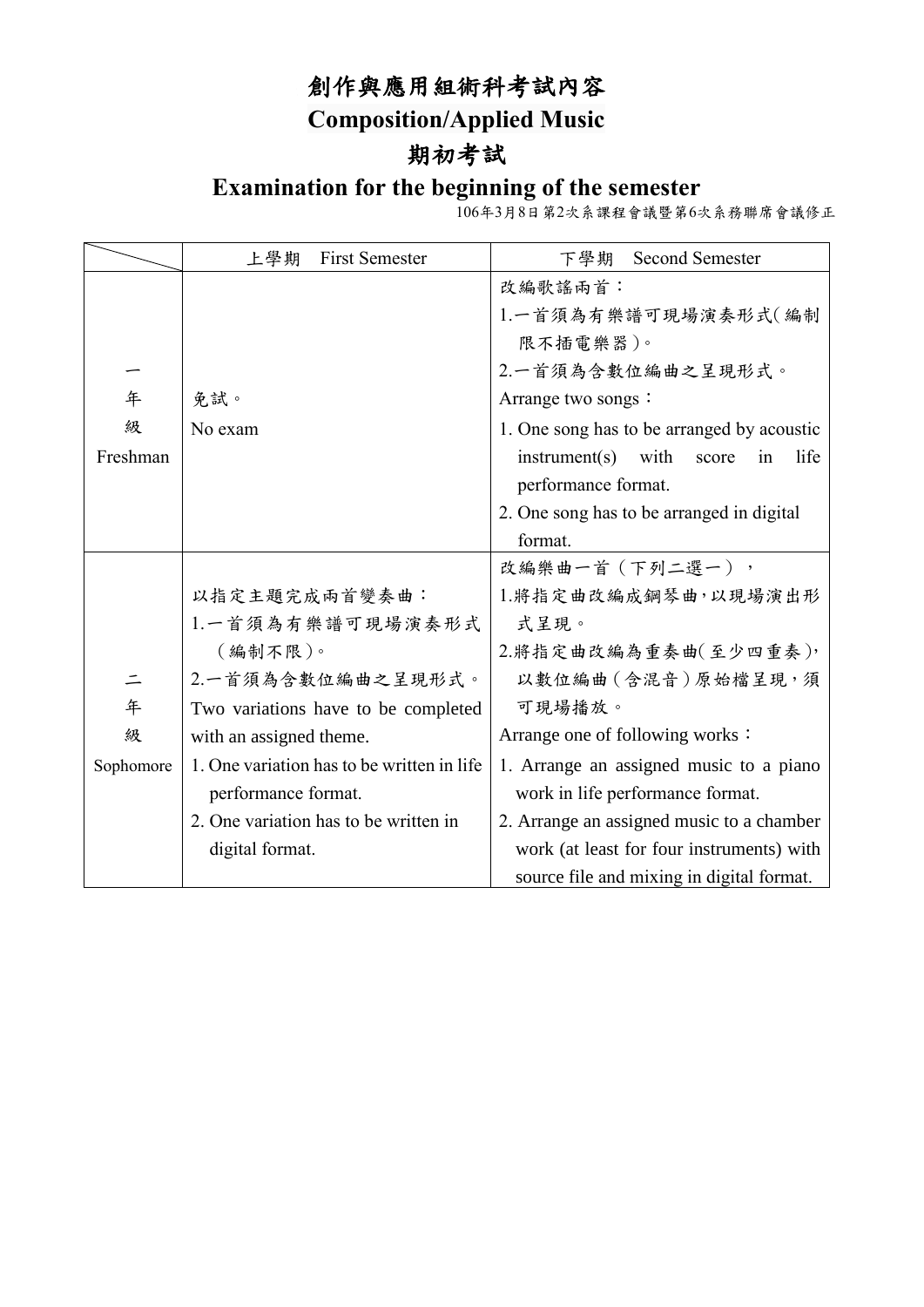# 創作與應用組術科考試內容

# Composition/Applied Music

## 期初考試

## Examination for the beginning of the semester

106年3月8日第2次系課程會議暨第6次系務聯席會議修正

| | 上學期 First Semester | 下學期 Second Semester |
|---|---|---|
| 一年級 Freshman | 免試。<br>No exam | 改編歌謠兩首：<br>1.一首須為有樂譜可現場演奏形式(編制限不插電樂器)。<br>2.一首須為含數位編曲之呈現形式。<br>Arrange two songs：<br>1. One song has to be arranged by acoustic instrument(s) with score in life performance format.<br>2. One song has to be arranged in digital format. |
| 二年級 Sophomore | 以指定主題完成兩首變奏曲：<br>1.一首須為有樂譜可現場演奏形式（編制不限）。<br>2.一首須為含數位編曲之呈現形式。<br>Two variations have to be completed with an assigned theme.<br>1. One variation has to be written in life performance format.<br>2. One variation has to be written in digital format. | 改編樂曲一首（下列二選一），<br>1.將指定曲改編成鋼琴曲，以現場演出形式呈現。<br>2.將指定曲改編為重奏曲(至少四重奏)，以數位編曲（含混音）原始檔呈現，須可現場播放。<br>Arrange one of following works：<br>1. Arrange an assigned music to a piano work in life performance format.<br>2. Arrange an assigned music to a chamber work (at least for four instruments) with source file and mixing in digital format. |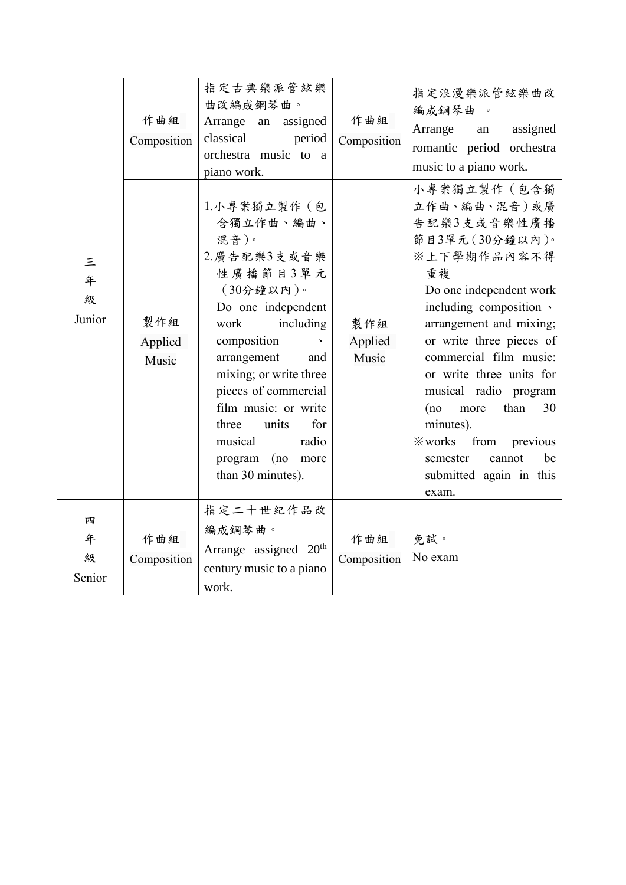| 三<br>年<br>級<br>Junior | 作曲組<br>Composition | 指定古典樂派管絃樂曲改編成鋼琴曲。<br>Arrange an assigned classical period orchestra music to a piano work. | 作曲組<br>Composition | 指定浪漫樂派管絃樂曲改編成鋼琴曲 。<br>Arrange an assigned romantic period orchestra music to a piano work. |
|---|---|---|---|---|
| | 製作組<br>Applied Music | 1.小專案獨立製作（包含獨立作曲、編曲、混音）。<br>2.廣告配樂3支或音樂性廣播節目3單元（30分鐘以內）。<br>Do one independent work including composition 、 arrangement and mixing; or write three pieces of commercial film music: or write three units for musical radio program (no more than 30 minutes). | 製作組<br>Applied Music | 小專案獨立製作（包含獨立作曲、編曲、混音）或廣告配樂3支或音樂性廣播節目3單元（30分鐘以內）。<br>※上下學期作品內容不得重複<br>Do one independent work including composition 、 arrangement and mixing; or write three pieces of commercial film music: or write three units for musical radio program (no more than 30 minutes).<br>※works from previous semester cannot be submitted again in this exam. |
| 四<br>年<br>級<br>Senior | 作曲組<br>Composition | 指定二十世紀作品改編成鋼琴曲。<br>Arrange assigned 20th century music to a piano work. | 作曲組<br>Composition | 免試。<br>No exam |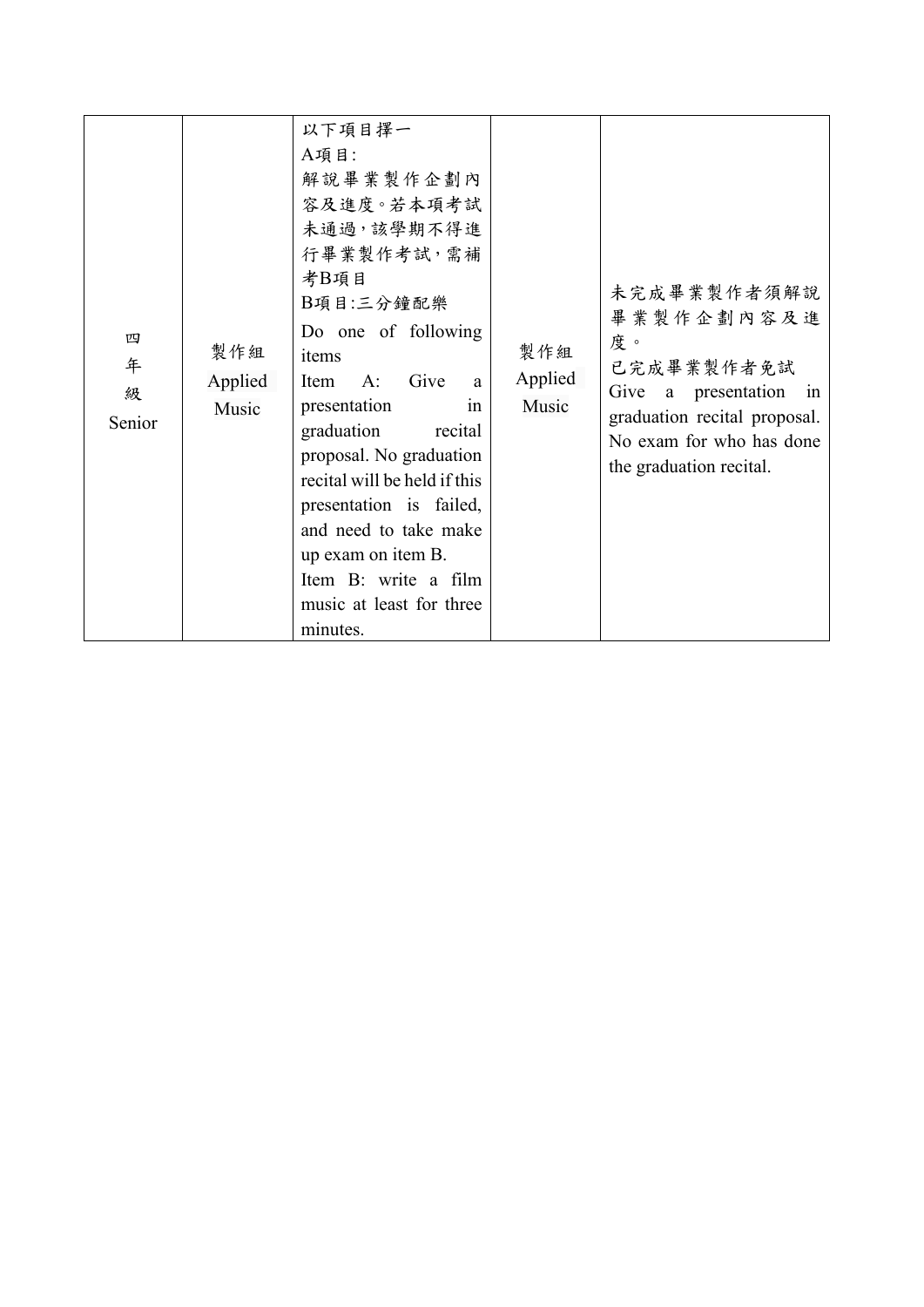| 四年級 Senior | 製作組 Applied Music | 以下項目擇一<br>A項目:<br>解說畢業製作企劃內容及進度。若本項考試未通過，該學期不得進行畢業製作考試，需補考B項目<br>B項目:三分鐘配樂<br>Do one of following items<br>Item A: Give a presentation in graduation recital proposal. No graduation recital will be held if this presentation is failed, and need to take make up exam on item B.<br>Item B: write a film music at least for three minutes. | 製作組 Applied Music | 未完成畢業製作者須解說畢業製作企劃內容及進度。<br>已完成畢業製作者免試<br>Give a presentation in graduation recital proposal. No exam for who has done the graduation recital. |
|---|---|---|---|---|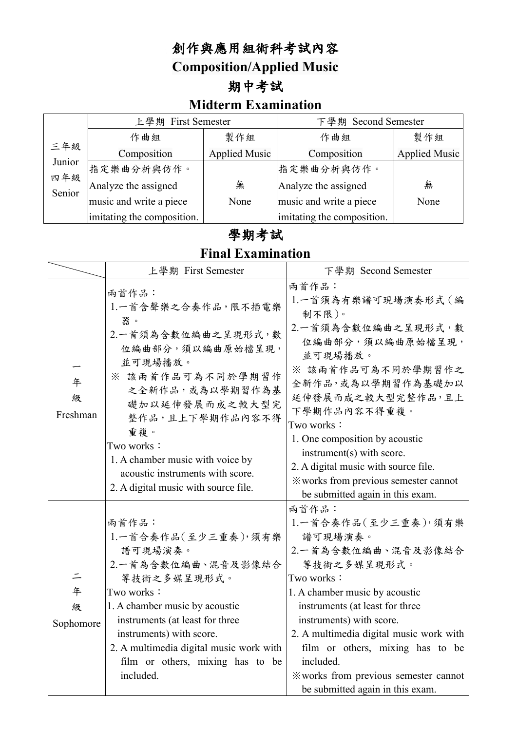# 創作與應用組術科考試內容

# Composition/Applied Music

## 期中考試

## Midterm Examination

| | 上學期 First Semester | | 下學期 Second Semester | |
|---|---|---|---|---|
| | 作曲組 Composition | 製作組 Applied Music | 作曲組 Composition | 製作組 Applied Music |
| 三年級 Junior 四年級 Senior | 指定樂曲分析與仿作。 Analyze the assigned music and write a piece imitating the composition. | 無 None | 指定樂曲分析與仿作。 Analyze the assigned music and write a piece imitating the composition. | 無 None |

## 學期考試

## Final Examination

| | 上學期 First Semester | 下學期 Second Semester |
|---|---|---|
| 一年級 Freshman | 兩首作品：<br>1.一首含聲樂之合奏作品，限不插電樂器。<br>2.一首須為含數位編曲之呈現形式，數位編曲部分，須以編曲原始檔呈現，並可現場播放。<br>※ 該兩首作品可為不同於學期習作之全新作品，或為以學期習作為基礎加以延伸發展而成之較大型完整作品，且上下學期作品內容不得重複。<br>Two works：<br>1. A chamber music with voice by acoustic instruments with score.<br>2. A digital music with source file. | 兩首作品：<br>1.一首須為有樂譜可現場演奏形式（編制不限）。<br>2.一首須為含數位編曲之呈現形式，數位編曲部分，須以編曲原始檔呈現，並可現場播放。<br>※ 該兩首作品可為不同於學期習作之全新作品，或為以學期習作為基礎加以延伸發展而成之較大型完整作品，且上下學期作品內容不得重複。<br>Two works：<br>1. One composition by acoustic instrument(s) with score.<br>2. A digital music with source file.<br>※works from previous semester cannot be submitted again in this exam. |
| 二年級 Sophomore | 兩首作品：<br>1.一首合奏作品（至少三重奏），須有樂譜可現場演奏。<br>2.一首為含數位編曲、混音及影像結合等技術之多媒呈現形式。<br>Two works：<br>1. A chamber music by acoustic instruments (at least for three instruments) with score.<br>2. A multimedia digital music work with film or others, mixing has to be included. | 兩首作品：<br>1.一首合奏作品（至少三重奏），須有樂譜可現場演奏。<br>2.一首為含數位編曲、混音及影像結合等技術之多媒呈現形式。<br>Two works：<br>1. A chamber music by acoustic instruments (at least for three instruments) with score.<br>2. A multimedia digital music work with film or others, mixing has to be included.<br>※works from previous semester cannot be submitted again in this exam. |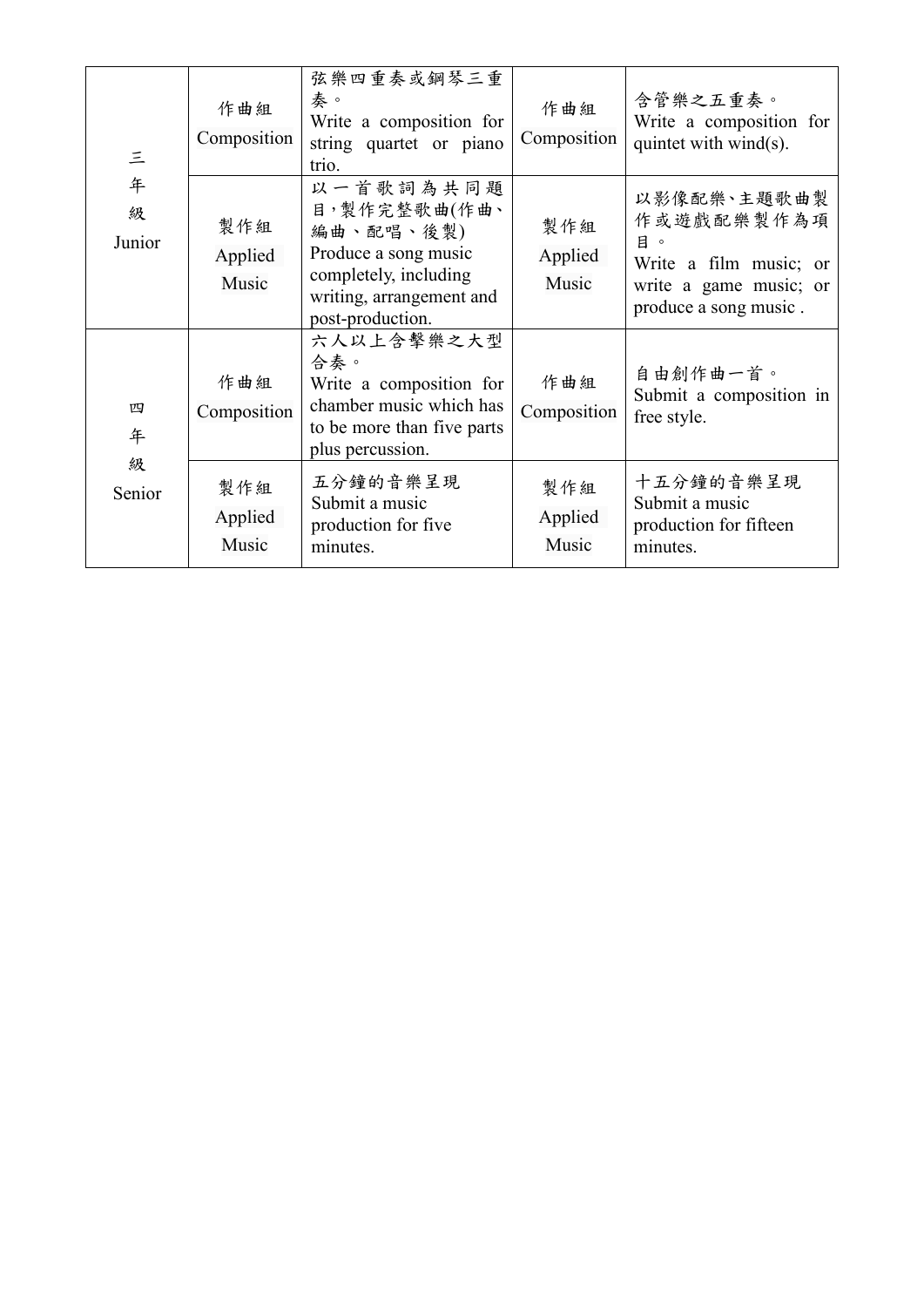| 三年級 Junior | 作曲組 Composition | 弦樂四重奏或鋼琴三重奏。<br>Write a composition for string quartet or piano trio. | 作曲組 Composition | 含管樂之五重奏。<br>Write a composition for quintet with wind(s). |
|---|---|---|---|---|
| | 製作組 Applied Music | 以一首歌詞為共同題目，製作完整歌曲(作曲、編曲、配唱、後製)<br>Produce a song music completely, including writing, arrangement and post-production. | 製作組 Applied Music | 以影像配樂、主題歌曲製作或遊戲配樂製作為項目。<br>Write a film music; or write a game music; or produce a song music . |
| 四年級 Senior | 作曲組 Composition | 六人以上含擊樂之大型合奏。<br>Write a composition for chamber music which has to be more than five parts plus percussion. | 作曲組 Composition | 自由創作曲一首。<br>Submit a composition in free style. |
| | 製作組 Applied Music | 五分鐘的音樂呈現<br>Submit a music production for five minutes. | 製作組 Applied Music | 十五分鐘的音樂呈現<br>Submit a music production for fifteen minutes. |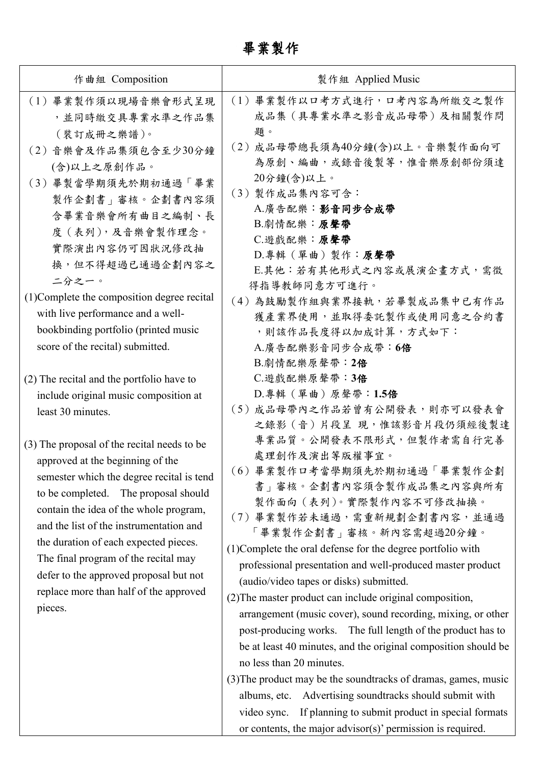# 畢業製作

| 作曲組 Composition | 製作組 Applied Music |
| --- | --- |
| （1）畢業製作須以現場音樂會形式呈現，並同時繳交具專業水準之作品集（裝訂成冊之樂譜）。<br>（2）音樂會及作品集須包含至少30分鐘(含)以上之原創作品。<br>（3）畢製當學期須先於期初通過「畢業製作企劃書」審核。企劃書內容須含畢業音樂會所有曲目之編制、長度（表列），及音樂會製作理念。實際演出內容仍可因狀況修改抽換，但不得超過已通過企劃內容之二分之一。<br>(1)Complete the composition degree recital with live performance and a well-bookbinding portfolio (printed music score of the recital) submitted.<br><br>(2) The recital and the portfolio have to include original music composition at least 30 minutes.<br><br>(3) The proposal of the recital needs to be approved at the beginning of the semester which the degree recital is tend to be completed.　The proposal should contain the idea of the whole program, and the list of the instrumentation and the duration of each expected pieces.　The final program of the recital may defer to the approved proposal but not replace more than half of the approved pieces. | （1）畢業製作以口考方式進行，口考內容為所繳交之製作成品集（具專業水準之影音成品母帶）及相關製作問題。<br>（2）成品母帶總長須為40分鐘(含)以上。音樂製作面向可為原創、編曲，或錄音後製等，惟音樂原創部份須達20分鐘(含)以上。<br>（3）製作成品集內容可含：<br>A.廣告配樂：**影音同步合成帶**<br>B.劇情配樂：**原聲帶**<br>C.遊戲配樂：**原聲帶**<br>D.專輯（單曲）製作：**原聲帶**<br>E.其他：若有其他形式之內容或展演企畫方式，需徵得指導教師同意方可進行。<br>（4）為鼓勵製作組與業界接軌，若畢製成品集中已有作品獲產業界使用，並取得委託製作或使用同意之合約書，則該作品長度得以加成計算，方式如下：<br>A.廣告配樂影音同步合成帶：**6倍**<br>B.劇情配樂原聲帶：**2倍**<br>C.遊戲配樂原聲帶：**3倍**<br>D.專輯（單曲）原聲帶：**1.5倍**<br>（5）成品母帶內之作品若曾有公開發表，則亦可以發表會之錄影（音）片段呈 現，惟該影音片段仍須經後製達專業品質。公開發表不限形式，但製作者需自行完善處理創作及演出等版權事宜。<br>（6）畢業製作口考當學期須先於期初通過「畢業製作企劃書」審核。企劃書內容須含製作成品集之內容與所有製作面向（表列）。實際製作內容不可修改抽換。<br>（7）畢業製作若未通過，需重新規劃企劃書內容，並通過「畢業製作企劃書」審核。新內容需超過20分鐘。<br>(1)Complete the oral defense for the degree portfolio with professional presentation and well-produced master product (audio/video tapes or disks) submitted.<br>(2)The master product can include original composition, arrangement (music cover), sound recording, mixing, or other post-producing works.　The full length of the product has to be at least 40 minutes, and the original composition should be no less than 20 minutes.<br>(3)The product may be the soundtracks of dramas, games, music albums, etc.　Advertising soundtracks should submit with video sync.　If planning to submit product in special formats or contents, the major advisor(s)' permission is required. |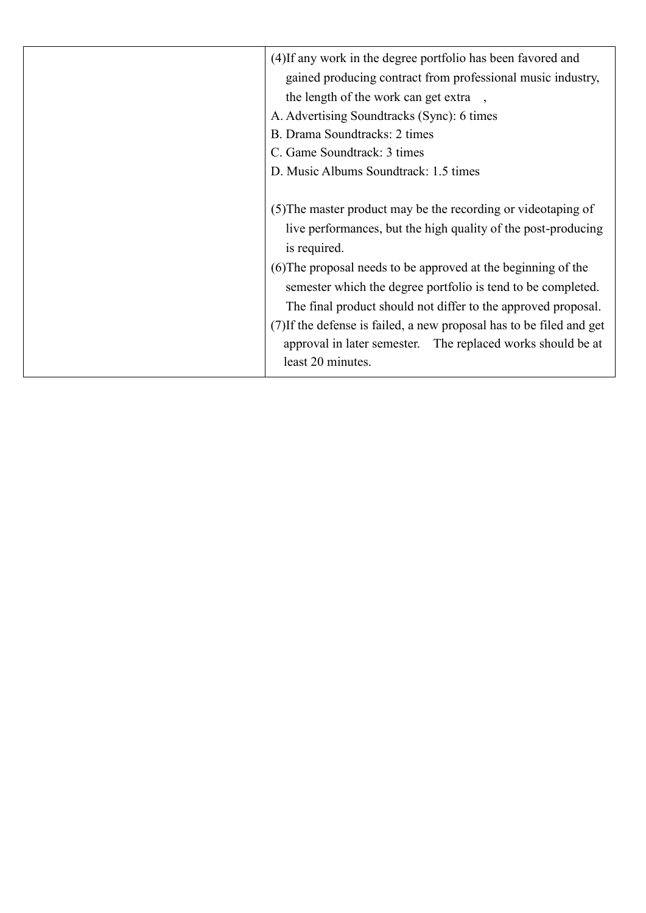| | |
|---|---|
| | (4)If any work in the degree portfolio has been favored and gained producing contract from professional music industry, the length of the work can get extra , <br>A. Advertising Soundtracks (Sync): 6 times <br>B. Drama Soundtracks: 2 times <br>C. Game Soundtrack: 3 times <br>D. Music Albums Soundtrack: 1.5 times <br><br>(5)The master product may be the recording or videotaping of live performances, but the high quality of the post-producing is required. <br>(6)The proposal needs to be approved at the beginning of the semester which the degree portfolio is tend to be completed. The final product should not differ to the approved proposal. <br>(7)If the defense is failed, a new proposal has to be filed and get approval in later semester. The replaced works should be at least 20 minutes. |